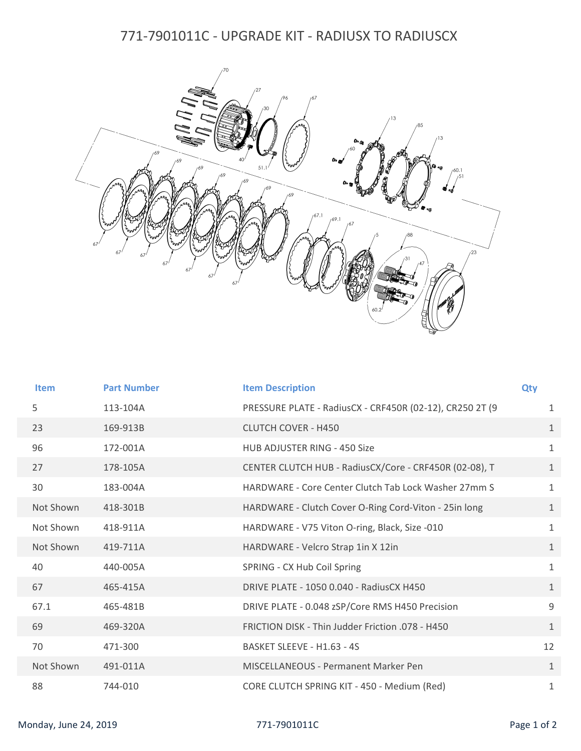# 771-7901011C - UPGRADE KIT - RADIUSX TO RADIUSCX

| Item | Part Number | Item Description | Qty |
|---|---|---|---|
| 5 | 113-104A | PRESSURE PLATE - RadiusCX - CRF450R (02-12), CR250 2T (9 | 1 |
| 23 | 169-913B | CLUTCH COVER - H450 | 1 |
| 96 | 172-001A | HUB ADJUSTER RING - 450 Size | 1 |
| 27 | 178-105A | CENTER CLUTCH HUB - RadiusCX/Core - CRF450R (02-08), T | 1 |
| 30 | 183-004A | HARDWARE - Core Center Clutch Tab Lock Washer 27mm S | 1 |
| Not Shown | 418-301B | HARDWARE - Clutch Cover O-Ring Cord-Viton - 25in long | 1 |
| Not Shown | 418-911A | HARDWARE - V75 Viton O-ring, Black, Size -010 | 1 |
| Not Shown | 419-711A | HARDWARE - Velcro Strap 1in X 12in | 1 |
| 40 | 440-005A | SPRING - CX Hub Coil Spring | 1 |
| 67 | 465-415A | DRIVE PLATE - 1050 0.040 - RadiusCX H450 | 1 |
| 67.1 | 465-481B | DRIVE PLATE - 0.048 zSP/Core RMS H450 Precision | 9 |
| 69 | 469-320A | FRICTION DISK - Thin Judder Friction .078 - H450 | 1 |
| 70 | 471-300 | BASKET SLEEVE - H1.63 - 4S | 12 |
| Not Shown | 491-011A | MISCELLANEOUS - Permanent Marker Pen | 1 |
| 88 | 744-010 | CORE CLUTCH SPRING KIT - 450 - Medium (Red) | 1 |

Monday, June 24, 2019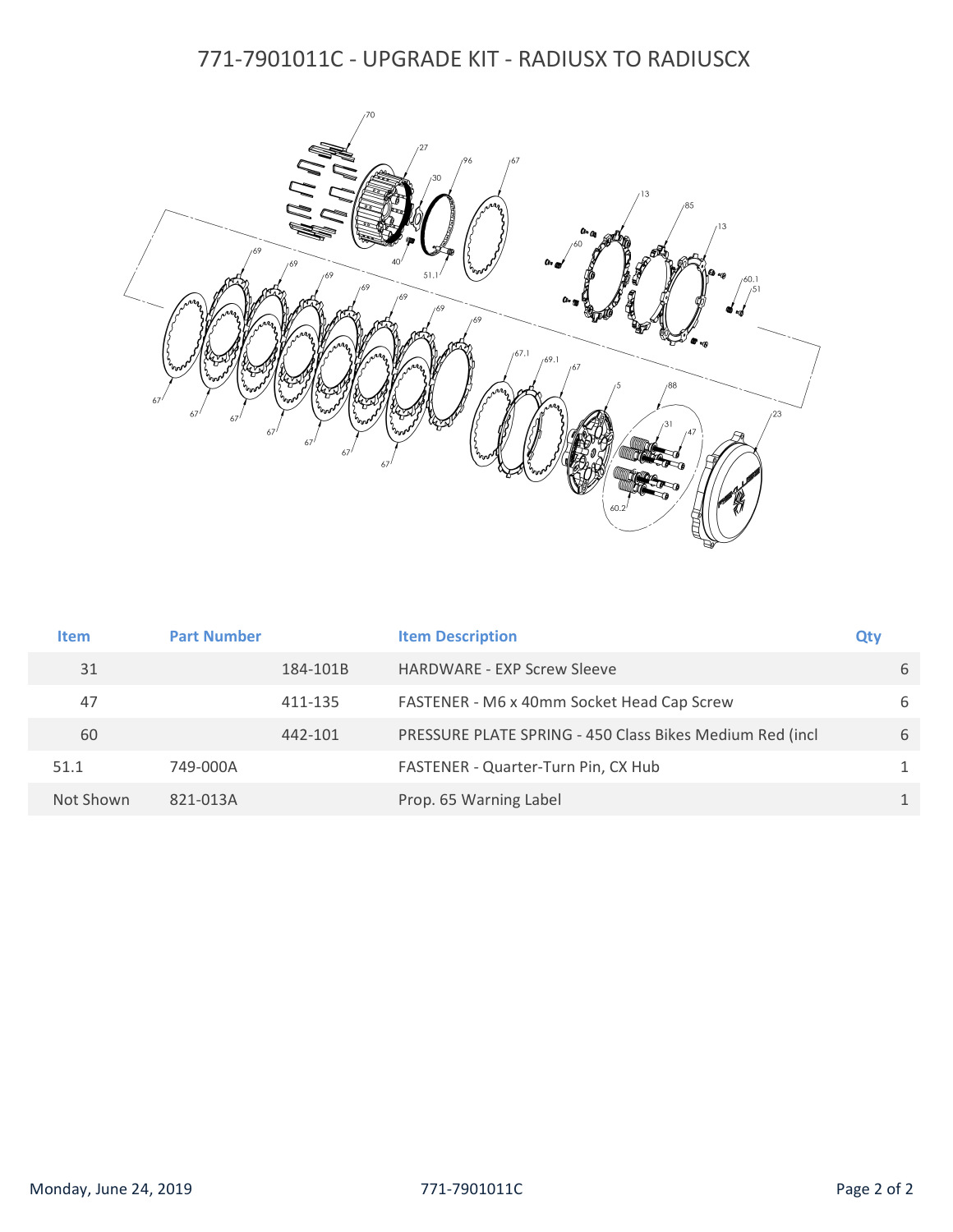# 771-7901011C - UPGRADE KIT - RADIUSX TO RADIUSCX

| Item | Part Number | Item Description | Qty |
| --- | --- | --- | --- |
| 31 | 184-101B | HARDWARE - EXP Screw Sleeve | 6 |
| 47 | 411-135 | FASTENER - M6 x 40mm Socket Head Cap Screw | 6 |
| 60 | 442-101 | PRESSURE PLATE SPRING - 450 Class Bikes Medium Red (incl | 6 |
| 51.1 | 749-000A | FASTENER - Quarter-Turn Pin, CX Hub | 1 |
| Not Shown | 821-013A | Prop. 65 Warning Label | 1 |